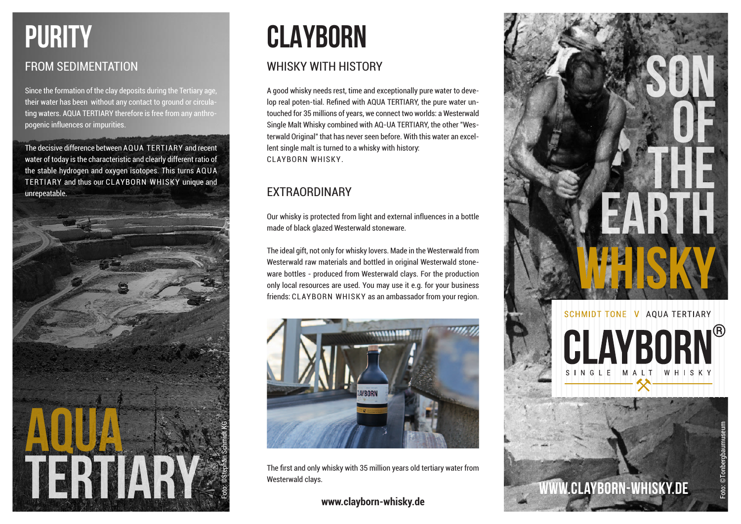# PURITY

## FROM SEDIMENTATION

Since the formation of the clay deposits during the Tertiary age, their water has been without any contact to ground or circulating waters. AQUA TERTIARY therefore is free from any anthropogenic influences or impurities.

The decisive difference between AQUA TERTIARY and recent water of today is the characteristic and clearly different ratio of the stable hydrogen and oxygen isotopes. This turns AQUA TERTIARY and thus our CLAYBORN WHISKY unique and unrepeatable.

AQUA TERTIARY

Foto: ©Stephan Schmidt KG

# CLAYBORN

## WHISKY WITH HISTORY

A good whisky needs rest, time and exceptionally pure water to develop real poten-tial. Refined with AQUA TERTIARY, the pure water untouched for 35 millions of years, we connect two worlds: a Westerwald Single Malt Whisky combined with AQ-UA TERTIARY, the other "Westerwald Original" that has never seen before. With this water an excellent single malt is turned to a whisky with history: CLAYBORN WHISKY.

## EXTRAORDINARY

Our whisky is protected from light and external influences in a bottle made of black glazed Westerwald stoneware.

The ideal gift, not only for whisky lovers. Made in the Westerwald from Westerwald raw materials and bottled in original Westerwald stoneware bottles - produced from Westerwald clays. For the production only local resources are used. You may use it e.g. for your business friends: CLAYBORN WHISKY as an ambassador from your region.

The first and only whisky with 35 million years old tertiary water from Westerwald clays.

**www.clayborn-whisky.de**

SON OF THE EARTH WHISKY

SCHMIDT TONE V AQUA TERTIARY

CLAYBORN®

SINGLE MALT WHISKY

WWW.CLAYBORN-WHISKY.DE

Foto: ©Tonbergbaumuseum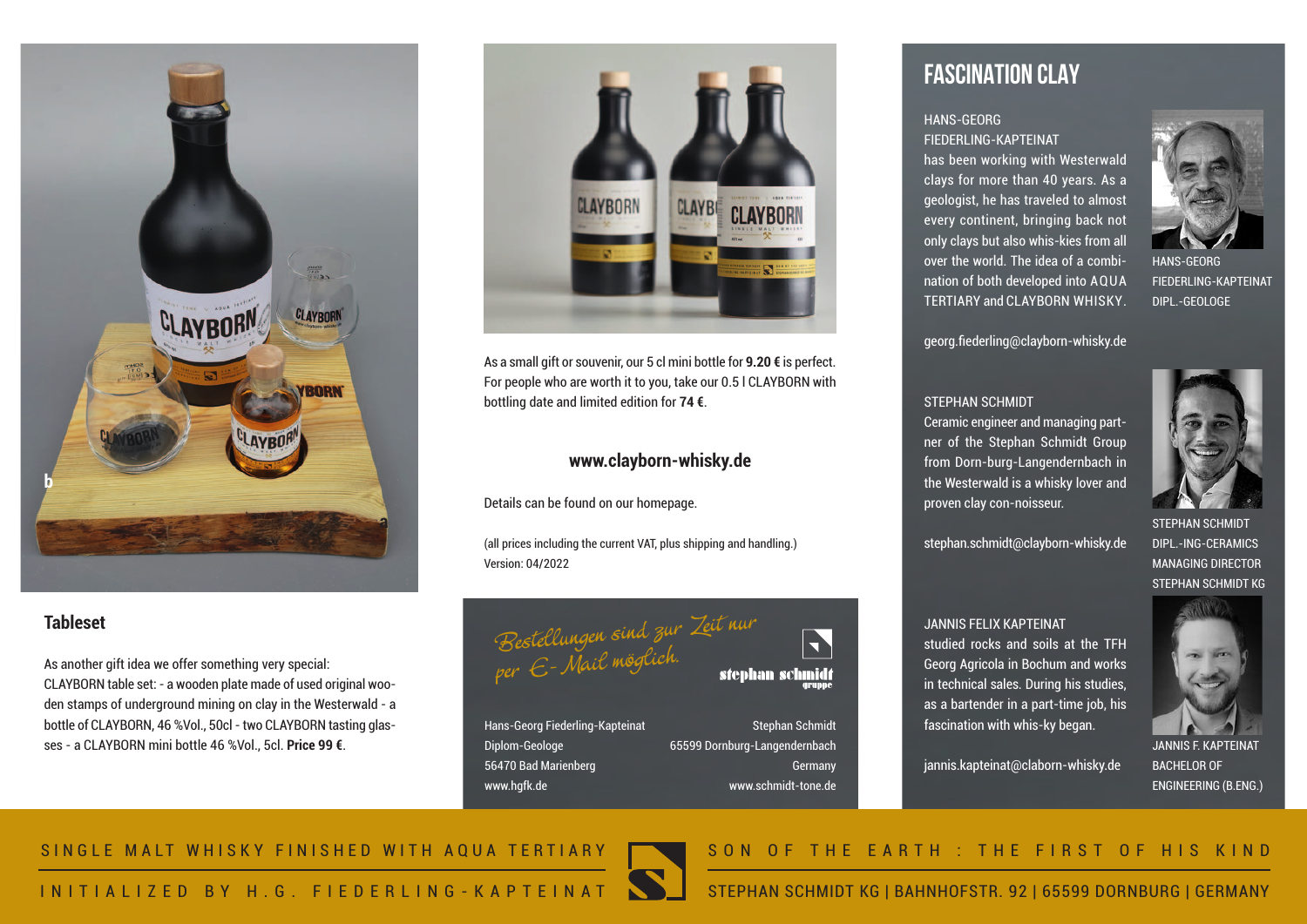## Tableset

As another gift idea we offer something very special: CLAYBORN table set: - a wooden plate made of used original wooden stamps of underground mining on clay in the Westerwald - a bottle of CLAYBORN, 46 %Vol., 50cl - two CLAYBORN tasting glasses - a CLAYBORN mini bottle 46 %Vol., 5cl. **Price 99 €**.

As a small gift or souvenir, our 5 cl mini bottle for **9.20 €** is perfect. For people who are worth it to you, take our 0.5 l CLAYBORN with bottling date and limited edition for **74 €**.

### www.clayborn-whisky.de

Details can be found on our homepage.

(all prices including the current VAT, plus shipping and handling.)
Version: 04/2022

*Bestellungen sind zur Zeit nur per E-Mail möglich.*

stephan schmidt gruppe

Hans-Georg Fiederling-Kapteinat
Diplom-Geologe
56470 Bad Marienberg
www.hgfk.de

Stephan Schmidt
65599 Dornburg-Langendernbach
Germany
www.schmidt-tone.de

# FASCINATION CLAY

HANS-GEORG FIEDERLING-KAPTEINAT
has been working with Westerwald clays for more than 40 years. As a geologist, he has traveled to almost every continent, bringing back not only clays but also whis-kies from all over the world. The idea of a combi-nation of both developed into AQUA TERTIARY and CLAYBORN WHISKY.

georg.fiederling@clayborn-whisky.de

HANS-GEORG FIEDERLING-KAPTEINAT
DIPL.-GEOLOGE

STEPHAN SCHMIDT
Ceramic engineer and managing part-ner of the Stephan Schmidt Group from Dorn-burg-Langendernbach in the Westerwald is a whisky lover and proven clay con-noisseur.

stephan.schmidt@clayborn-whisky.de

STEPHAN SCHMIDT
DIPL.-ING-CERAMICS
MANAGING DIRECTOR
STEPHAN SCHMIDT KG

JANNIS FELIX KAPTEINAT
studied rocks and soils at the TFH Georg Agricola in Bochum and works in technical sales. During his studies, as a bartender in a part-time job, his fascination with whis-ky began.

jannis.kapteinat@claborn-whisky.de

JANNIS F. KAPTEINAT
BACHELOR OF ENGINEERING (B.ENG.)

SINGLE MALT WHISKY FINISHED WITH AQUA TERTIARY

INITIALIZED BY H.G. FIEDERLING-KAPTEINAT

SON OF THE EARTH : THE FIRST OF HIS KIND

STEPHAN SCHMIDT KG | BAHNHOFSTR. 92 | 65599 DORNBURG | GERMANY